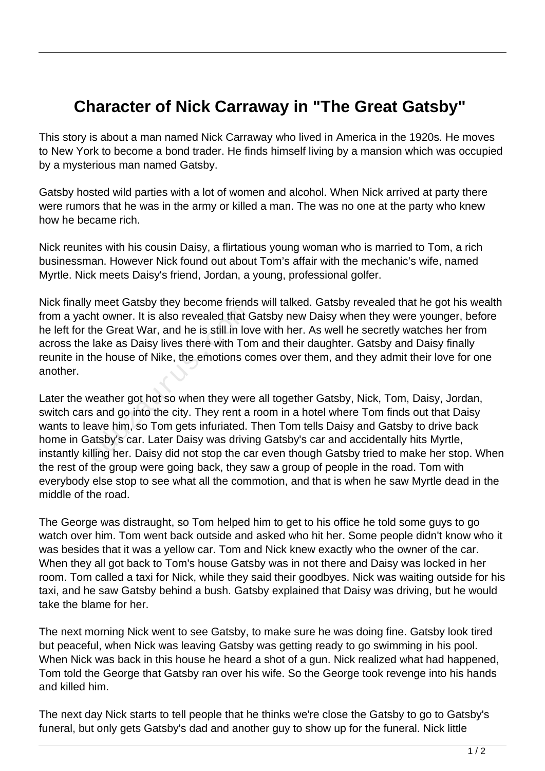# Character of Nick Carraway in "The Great Gatsby"

This story is about a man named Nick Carraway who lived in America in the 1920s. He moves to New York to become a bond trader. He finds himself living by a mansion which was occupied by a mysterious man named Gatsby.

Gatsby hosted wild parties with a lot of women and alcohol. When Nick arrived at party there were rumors that he was in the army or killed a man. The was no one at the party who knew how he became rich.

Nick reunites with his cousin Daisy, a flirtatious young woman who is married to Tom, a rich businessman. However Nick found out about Tom's affair with the mechanic's wife, named Myrtle. Nick meets Daisy's friend, Jordan, a young, professional golfer.

Nick finally meet Gatsby they become friends will talked. Gatsby revealed that he got his wealth from a yacht owner. It is also revealed that Gatsby new Daisy when they were younger, before he left for the Great War, and he is still in love with her. As well he secretly watches her from across the lake as Daisy lives there with Tom and their daughter. Gatsby and Daisy finally reunite in the house of Nike, the emotions comes over them, and they admit their love for one another.

Later the weather got hot so when they were all together Gatsby, Nick, Tom, Daisy, Jordan, switch cars and go into the city. They rent a room in a hotel where Tom finds out that Daisy wants to leave him, so Tom gets infuriated. Then Tom tells Daisy and Gatsby to drive back home in Gatsby's car. Later Daisy was driving Gatsby's car and accidentally hits Myrtle, instantly killing her. Daisy did not stop the car even though Gatsby tried to make her stop. When the rest of the group were going back, they saw a group of people in the road. Tom with everybody else stop to see what all the commotion, and that is when he saw Myrtle dead in the middle of the road.

The George was distraught, so Tom helped him to get to his office he told some guys to go watch over him. Tom went back outside and asked who hit her. Some people didn't know who it was besides that it was a yellow car. Tom and Nick knew exactly who the owner of the car. When they all got back to Tom's house Gatsby was in not there and Daisy was locked in her room. Tom called a taxi for Nick, while they said their goodbyes. Nick was waiting outside for his taxi, and he saw Gatsby behind a bush. Gatsby explained that Daisy was driving, but he would take the blame for her.

The next morning Nick went to see Gatsby, to make sure he was doing fine. Gatsby look tired but peaceful, when Nick was leaving Gatsby was getting ready to go swimming in his pool. When Nick was back in this house he heard a shot of a gun. Nick realized what had happened, Tom told the George that Gatsby ran over his wife. So the George took revenge into his hands and killed him.

The next day Nick starts to tell people that he thinks we're close the Gatsby to go to Gatsby's funeral, but only gets Gatsby's dad and another guy to show up for the funeral. Nick little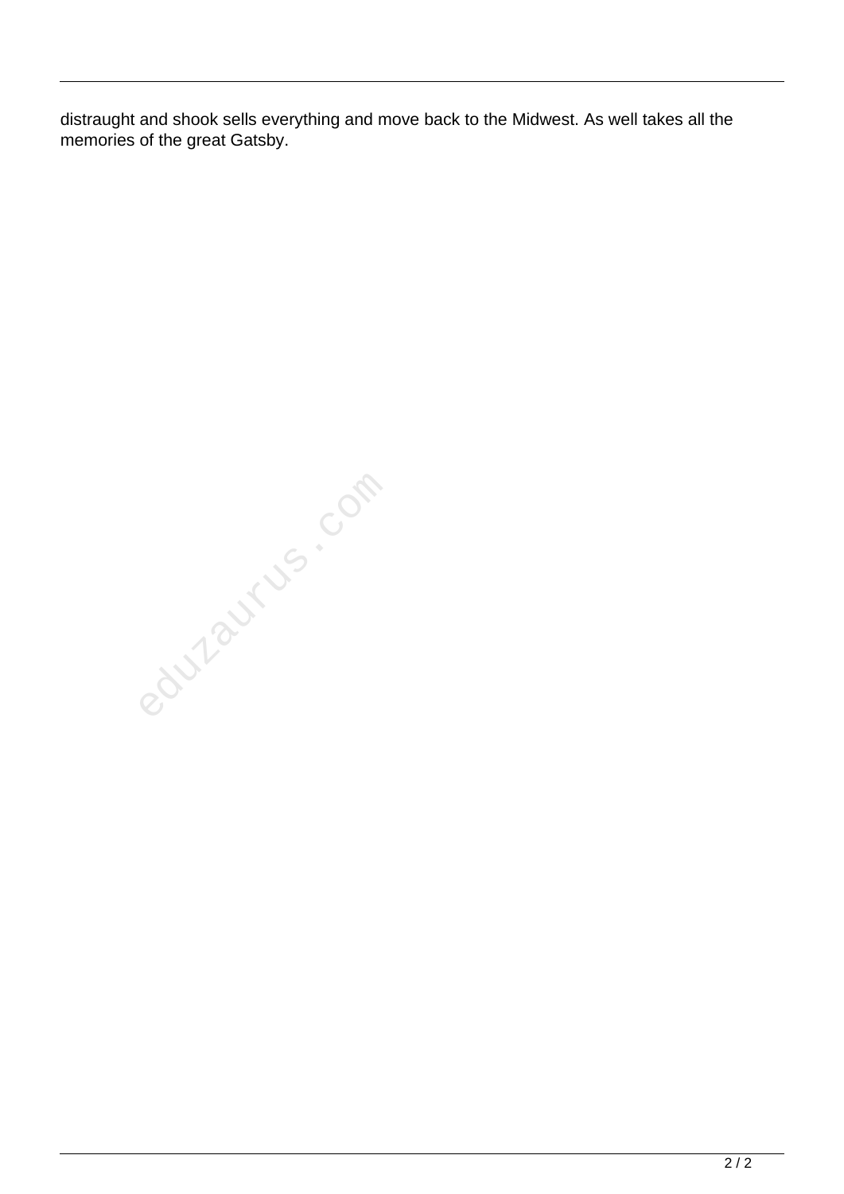distraught and shook sells everything and move back to the Midwest. As well takes all the memories of the great Gatsby.